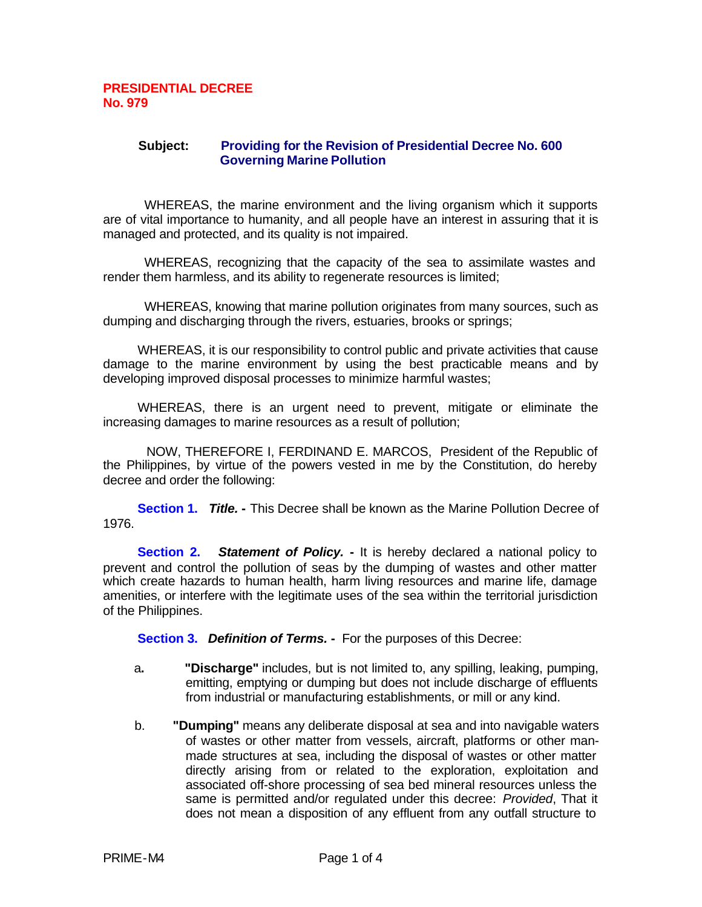# PRESIDENTIAL DECREE No. 979

**Subject:** **Providing for the Revision of Presidential Decree No. 600 Governing Marine Pollution**

WHEREAS, the marine environment and the living organism which it supports are of vital importance to humanity, and all people have an interest in assuring that it is managed and protected, and its quality is not impaired.

WHEREAS, recognizing that the capacity of the sea to assimilate wastes and render them harmless, and its ability to regenerate resources is limited;

WHEREAS, knowing that marine pollution originates from many sources, such as dumping and discharging through the rivers, estuaries, brooks or springs;

WHEREAS, it is our responsibility to control public and private activities that cause damage to the marine environment by using the best practicable means and by developing improved disposal processes to minimize harmful wastes;

WHEREAS, there is an urgent need to prevent, mitigate or eliminate the increasing damages to marine resources as a result of pollution;

NOW, THEREFORE I, FERDINAND E. MARCOS, President of the Republic of the Philippines, by virtue of the powers vested in me by the Constitution, do hereby decree and order the following:

**Section 1.** ***Title. -*** This Decree shall be known as the Marine Pollution Decree of 1976.

**Section 2.** ***Statement of Policy. -*** It is hereby declared a national policy to prevent and control the pollution of seas by the dumping of wastes and other matter which create hazards to human health, harm living resources and marine life, damage amenities, or interfere with the legitimate uses of the sea within the territorial jurisdiction of the Philippines.

**Section 3.** ***Definition of Terms. -*** For the purposes of this Decree:

a. **"Discharge"** includes, but is not limited to, any spilling, leaking, pumping, emitting, emptying or dumping but does not include discharge of effluents from industrial or manufacturing establishments, or mill or any kind.

b. **"Dumping"** means any deliberate disposal at sea and into navigable waters of wastes or other matter from vessels, aircraft, platforms or other man-made structures at sea, including the disposal of wastes or other matter directly arising from or related to the exploration, exploitation and associated off-shore processing of sea bed mineral resources unless the same is permitted and/or regulated under this decree: *Provided*, That it does not mean a disposition of any effluent from any outfall structure to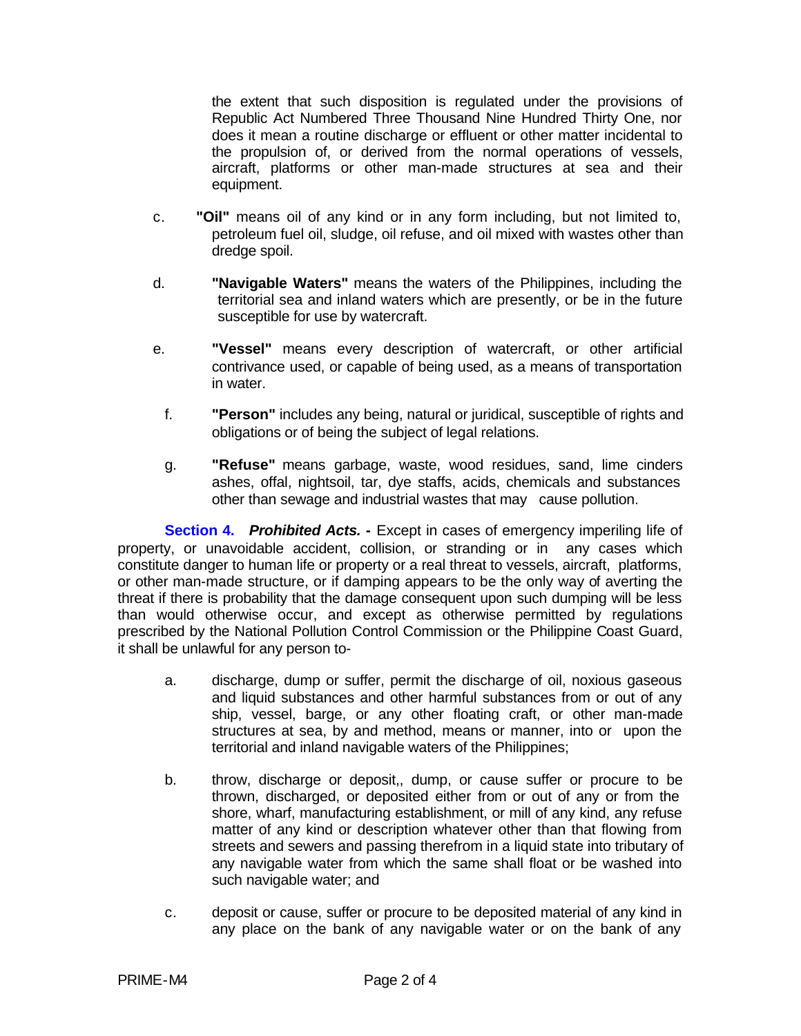the extent that such disposition is regulated under the provisions of Republic Act Numbered Three Thousand Nine Hundred Thirty One, nor does it mean a routine discharge or effluent or other matter incidental to the propulsion of, or derived from the normal operations of vessels, aircraft, platforms or other man-made structures at sea and their equipment.

c. **"Oil"** means oil of any kind or in any form including, but not limited to, petroleum fuel oil, sludge, oil refuse, and oil mixed with wastes other than dredge spoil.

d. **"Navigable Waters"** means the waters of the Philippines, including the territorial sea and inland waters which are presently, or be in the future susceptible for use by watercraft.

e. **"Vessel"** means every description of watercraft, or other artificial contrivance used, or capable of being used, as a means of transportation in water.

f. **"Person"** includes any being, natural or juridical, susceptible of rights and obligations or of being the subject of legal relations.

g. **"Refuse"** means garbage, waste, wood residues, sand, lime cinders ashes, offal, nightsoil, tar, dye staffs, acids, chemicals and substances other than sewage and industrial wastes that may cause pollution.

**Section 4.** ***Prohibited Acts. -*** Except in cases of emergency imperiling life of property, or unavoidable accident, collision, or stranding or in any cases which constitute danger to human life or property or a real threat to vessels, aircraft, platforms, or other man-made structure, or if damping appears to be the only way of averting the threat if there is probability that the damage consequent upon such dumping will be less than would otherwise occur, and except as otherwise permitted by regulations prescribed by the National Pollution Control Commission or the Philippine Coast Guard, it shall be unlawful for any person to-

a. discharge, dump or suffer, permit the discharge of oil, noxious gaseous and liquid substances and other harmful substances from or out of any ship, vessel, barge, or any other floating craft, or other man-made structures at sea, by and method, means or manner, into or upon the territorial and inland navigable waters of the Philippines;

b. throw, discharge or deposit,, dump, or cause suffer or procure to be thrown, discharged, or deposited either from or out of any or from the shore, wharf, manufacturing establishment, or mill of any kind, any refuse matter of any kind or description whatever other than that flowing from streets and sewers and passing therefrom in a liquid state into tributary of any navigable water from which the same shall float or be washed into such navigable water; and

c. deposit or cause, suffer or procure to be deposited material of any kind in any place on the bank of any navigable water or on the bank of any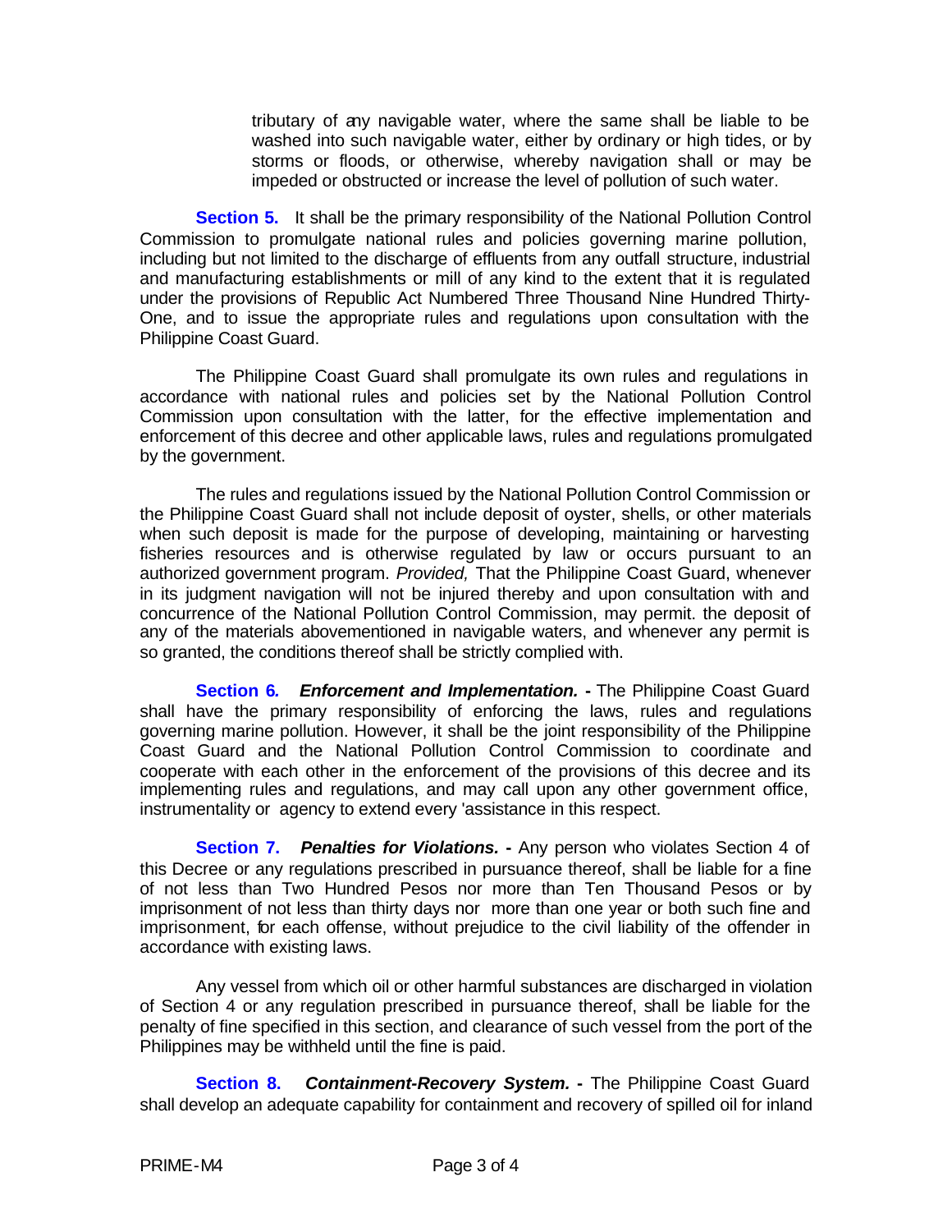tributary of any navigable water, where the same shall be liable to be washed into such navigable water, either by ordinary or high tides, or by storms or floods, or otherwise, whereby navigation shall or may be impeded or obstructed or increase the level of pollution of such water.

**Section 5.** It shall be the primary responsibility of the National Pollution Control Commission to promulgate national rules and policies governing marine pollution, including but not limited to the discharge of effluents from any outfall structure, industrial and manufacturing establishments or mill of any kind to the extent that it is regulated under the provisions of Republic Act Numbered Three Thousand Nine Hundred Thirty-One, and to issue the appropriate rules and regulations upon consultation with the Philippine Coast Guard.

The Philippine Coast Guard shall promulgate its own rules and regulations in accordance with national rules and policies set by the National Pollution Control Commission upon consultation with the latter, for the effective implementation and enforcement of this decree and other applicable laws, rules and regulations promulgated by the government.

The rules and regulations issued by the National Pollution Control Commission or the Philippine Coast Guard shall not include deposit of oyster, shells, or other materials when such deposit is made for the purpose of developing, maintaining or harvesting fisheries resources and is otherwise regulated by law or occurs pursuant to an authorized government program. *Provided,* That the Philippine Coast Guard, whenever in its judgment navigation will not be injured thereby and upon consultation with and concurrence of the National Pollution Control Commission, may permit. the deposit of any of the materials abovementioned in navigable waters, and whenever any permit is so granted, the conditions thereof shall be strictly complied with.

**Section 6.** ***Enforcement and Implementation.*** **-** The Philippine Coast Guard shall have the primary responsibility of enforcing the laws, rules and regulations governing marine pollution. However, it shall be the joint responsibility of the Philippine Coast Guard and the National Pollution Control Commission to coordinate and cooperate with each other in the enforcement of the provisions of this decree and its implementing rules and regulations, and may call upon any other government office, instrumentality or agency to extend every 'assistance in this respect.

**Section 7.** ***Penalties for Violations.*** **-** Any person who violates Section 4 of this Decree or any regulations prescribed in pursuance thereof, shall be liable for a fine of not less than Two Hundred Pesos nor more than Ten Thousand Pesos or by imprisonment of not less than thirty days nor more than one year or both such fine and imprisonment, for each offense, without prejudice to the civil liability of the offender in accordance with existing laws.

Any vessel from which oil or other harmful substances are discharged in violation of Section 4 or any regulation prescribed in pursuance thereof, shall be liable for the penalty of fine specified in this section, and clearance of such vessel from the port of the Philippines may be withheld until the fine is paid.

**Section 8.** ***Containment-Recovery System.*** **-** The Philippine Coast Guard shall develop an adequate capability for containment and recovery of spilled oil for inland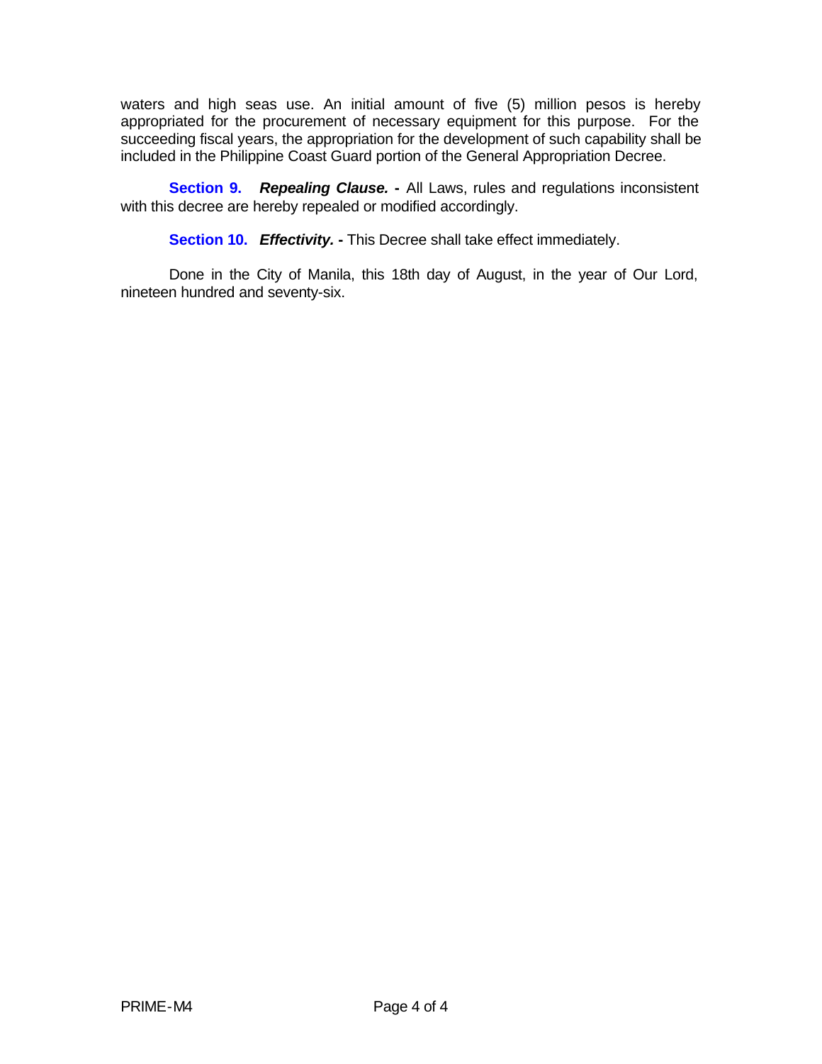waters and high seas use. An initial amount of five (5) million pesos is hereby appropriated for the procurement of necessary equipment for this purpose. For the succeeding fiscal years, the appropriation for the development of such capability shall be included in the Philippine Coast Guard portion of the General Appropriation Decree.

**Section 9.** ***Repealing Clause.*** **-** All Laws, rules and regulations inconsistent with this decree are hereby repealed or modified accordingly.

**Section 10.** ***Effectivity.*** **-** This Decree shall take effect immediately.

Done in the City of Manila, this 18th day of August, in the year of Our Lord, nineteen hundred and seventy-six.